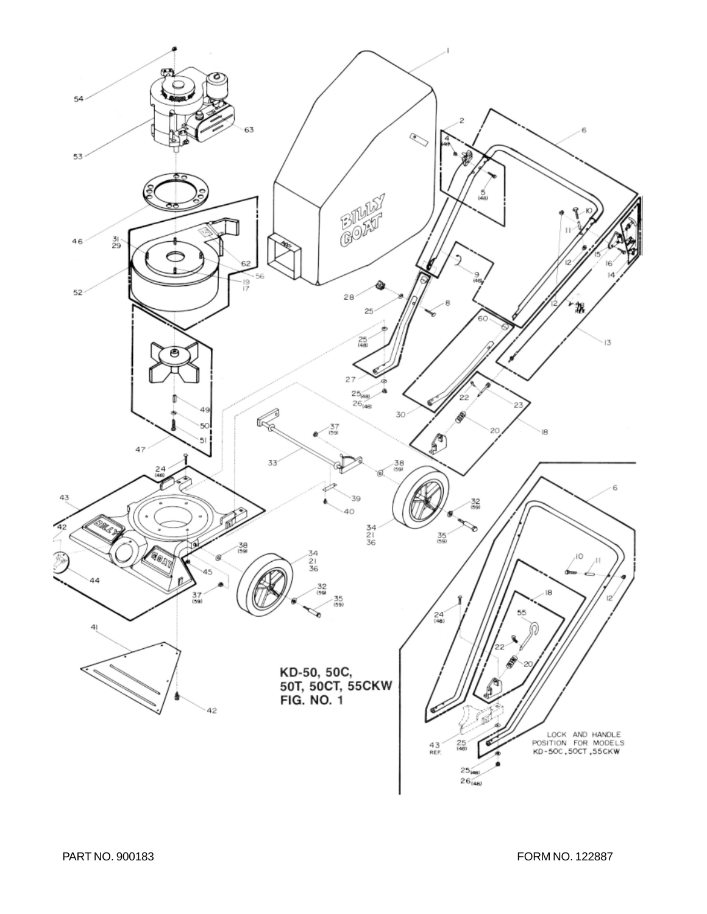**KD-50, 50C, 50T, 50CT, 55CKW FIG. NO. 1**

LOCK AND HANDLE POSITION FOR MODELS KD-50C, 50CT, 55CKW

PART NO. 900183

FORM NO. 122887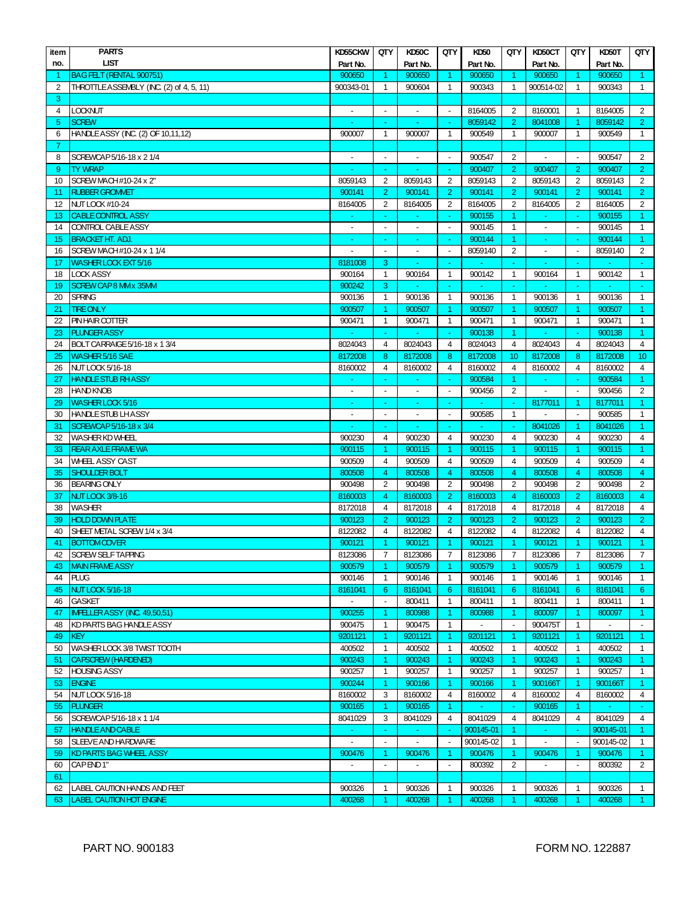| item no. | PARTS LIST | KD55CKW Part No. | QTY | KD50C Part No. | QTY | KD50 Part No. | QTY | KD50CT Part No. | QTY | KD50T Part No. | QTY |
|---|---|---|---|---|---|---|---|---|---|---|---|
| 1 | BAG FELT (RENTAL 900751) | 900650 | 1 | 900650 | 1 | 900650 | 1 | 900650 | 1 | 900650 | 1 |
| 2 | THROTTLE ASSEMBLY (INC. (2) of 4, 5, 11) | 900343-01 | 1 | 900604 | 1 | 900343 | 1 | 900514-02 | 1 | 900343 | 1 |
| 3 | | | | | | | | | | | |
| 4 | LOCKNUT | - | - | - | - | 8164005 | 2 | 8160001 | 1 | 8164005 | 2 |
| 5 | SCREW | - | - | - | - | 8059142 | 2 | 8041008 | 1 | 8059142 | 2 |
| 6 | HANDLE ASSY (INC. (2) OF 10,11,12) | 900007 | 1 | 900007 | 1 | 900549 | 1 | 900007 | 1 | 900549 | 1 |
| 7 | | | | | | | | | | | |
| 8 | SCREWCAP 5/16-18 x 2 1/4 | - | - | - | - | 900547 | 2 | - | - | 900547 | 2 |
| 9 | TY WRAP | - | - | - | - | 900407 | 2 | 900407 | 2 | 900407 | 2 |
| 10 | SCREW MACH #10-24 x 2" | 8059143 | 2 | 8059143 | 2 | 8059143 | 2 | 8059143 | 2 | 8059143 | 2 |
| 11 | RUBBER GROMMET | 900141 | 2 | 900141 | 2 | 900141 | 2 | 900141 | 2 | 900141 | 2 |
| 12 | NUT LOCK #10-24 | 8164005 | 2 | 8164005 | 2 | 8164005 | 2 | 8164005 | 2 | 8164005 | 2 |
| 13 | CABLE CONTROL ASSY | - | - | - | - | 900155 | 1 | - | - | 900155 | 1 |
| 14 | CONTROL CABLE ASSY | - | - | - | - | 900145 | 1 | - | - | 900145 | 1 |
| 15 | BRACKET HT. ADJ. | - | - | - | - | 900144 | 1 | - | - | 900144 | 1 |
| 16 | SCREW MACH #10-24 x 1 1/4 | - | - | - | - | 8059140 | 2 | - | - | 8059140 | 2 |
| 17 | WASHER LOCK EXT 5/16 | 8181008 | 3 | - | - | - | - | - | - | - | - |
| 18 | LOCK ASSY | 900164 | 1 | 900164 | 1 | 900142 | 1 | 900164 | 1 | 900142 | 1 |
| 19 | SCREW CAP 8 MM x 35MM | 900242 | 3 | - | - | - | - | - | - | - | - |
| 20 | SPRING | 900136 | 1 | 900136 | 1 | 900136 | 1 | 900136 | 1 | 900136 | 1 |
| 21 | TIRE ONLY | 900507 | 1 | 900507 | 1 | 900507 | 1 | 900507 | 1 | 900507 | 1 |
| 22 | PIN HAIR COTTER | 900471 | 1 | 900471 | 1 | 900471 | 1 | 900471 | 1 | 900471 | 1 |
| 23 | PLUNGER ASSY | - | - | - | - | 900138 | 1 | - | - | 900138 | 1 |
| 24 | BOLT CARRAIGE 5/16-18 x 1 3/4 | 8024043 | 4 | 8024043 | 4 | 8024043 | 4 | 8024043 | 4 | 8024043 | 4 |
| 25 | WASHER 5/16 SAE | 8172008 | 8 | 8172008 | 8 | 8172008 | 10 | 8172008 | 8 | 8172008 | 10 |
| 26 | NUT LOCK 5/16-18 | 8160002 | 4 | 8160002 | 4 | 8160002 | 4 | 8160002 | 4 | 8160002 | 4 |
| 27 | HANDLE STUB RH ASSY | - | - | - | - | 900584 | 1 | - | - | 900584 | 1 |
| 28 | HAND KNOB | - | - | - | - | 900456 | 2 | - | - | 900456 | 2 |
| 29 | WASHER LOCK 5/16 | - | - | - | - | - | - | 8177011 | 1 | 8177011 | 1 |
| 30 | HANDLE STUB LH ASSY | - | - | - | - | 900585 | 1 | - | - | 900585 | 1 |
| 31 | SCREWCAP 5/16-18 x 3/4 | - | - | - | - | - | - | 8041026 | 1 | 8041026 | 1 |
| 32 | WASHER KD WHEEL | 900230 | 4 | 900230 | 4 | 900230 | 4 | 900230 | 4 | 900230 | 4 |
| 33 | REAR AXLE FRAME WA | 900115 | 1 | 900115 | 1 | 900115 | 1 | 900115 | 1 | 900115 | 1 |
| 34 | WHEEL ASSY CAST | 900509 | 4 | 900509 | 4 | 900509 | 4 | 900509 | 4 | 900509 | 4 |
| 35 | SHOULDER BOLT | 800508 | 4 | 800508 | 4 | 800508 | 4 | 800508 | 4 | 800508 | 4 |
| 36 | BEARING ONLY | 900498 | 2 | 900498 | 2 | 900498 | 2 | 900498 | 2 | 900498 | 2 |
| 37 | NUT LOCK 3/8-16 | 8160003 | 4 | 8160003 | 2 | 8160003 | 4 | 8160003 | 2 | 8160003 | 4 |
| 38 | WASHER | 8172018 | 4 | 8172018 | 4 | 8172018 | 4 | 8172018 | 4 | 8172018 | 4 |
| 39 | HOLD DOWN PLATE | 900123 | 2 | 900123 | 2 | 900123 | 2 | 900123 | 2 | 900123 | 2 |
| 40 | SHEET METAL SCREW 1/4 x 3/4 | 8122082 | 4 | 8122082 | 4 | 8122082 | 4 | 8122082 | 4 | 8122082 | 4 |
| 41 | BOTTOM COVER | 900121 | 1 | 900121 | 1 | 900121 | 1 | 900121 | 1 | 900121 | 1 |
| 42 | SCREW SELF TAPPING | 8123086 | 7 | 8123086 | 7 | 8123086 | 7 | 8123086 | 7 | 8123086 | 7 |
| 43 | MAIN FRAME ASSY | 900579 | 1 | 900579 | 1 | 900579 | 1 | 900579 | 1 | 900579 | 1 |
| 44 | PLUG | 900146 | 1 | 900146 | 1 | 900146 | 1 | 900146 | 1 | 900146 | 1 |
| 45 | NUT LOCK 5/16-18 | 8161041 | 6 | 8161041 | 6 | 8161041 | 6 | 8161041 | 6 | 8161041 | 6 |
| 46 | GASKET | - | - | 800411 | 1 | 800411 | 1 | 800411 | 1 | 800411 | 1 |
| 47 | IMPELLER ASSY (INC. 49,50,51) | 900255 | 1 | 800988 | 1 | 800988 | 1 | 800097 | 1 | 800097 | 1 |
| 48 | KD PARTS BAG HANDLE ASSY | 900475 | 1 | 900475 | 1 | - | - | 900475T | 1 | - | - |
| 49 | KEY | 9201121 | 1 | 9201121 | 1 | 9201121 | 1 | 9201121 | 1 | 9201121 | 1 |
| 50 | WASHER LOCK 3/8 TWIST TOOTH | 400502 | 1 | 400502 | 1 | 400502 | 1 | 400502 | 1 | 400502 | 1 |
| 51 | CAPSCREW (HARDENED) | 900243 | 1 | 900243 | 1 | 900243 | 1 | 900243 | 1 | 900243 | 1 |
| 52 | HOUSING ASSY | 900257 | 1 | 900257 | 1 | 900257 | 1 | 900257 | 1 | 900257 | 1 |
| 53 | ENGINE | 900244 | 1 | 900166 | 1 | 900166 | 1 | 900166T | 1 | 900166T | 1 |
| 54 | NUT LOCK 5/16-18 | 8160002 | 3 | 8160002 | 4 | 8160002 | 4 | 8160002 | 4 | 8160002 | 4 |
| 55 | PLUNGER | 900165 | 1 | 900165 | 1 | - | - | 900165 | 1 | - | - |
| 56 | SCREWCAP 5/16-18 x 1 1/4 | 8041029 | 3 | 8041029 | 4 | 8041029 | 4 | 8041029 | 4 | 8041029 | 4 |
| 57 | HANDLE AND CABLE | - | - | - | - | 900145-01 | 1 | - | - | 900145-01 | 1 |
| 58 | SLEEVE AND HARDWARE | - | - | - | - | 900145-02 | 1 | - | - | 900145-02 | 1 |
| 59 | KD PARTS BAG WHEEL ASSY | 900476 | 1 | 900476 | 1 | 900476 | 1 | 900476 | 1 | 900476 | 1 |
| 60 | CAP END 1" | - | - | - | - | 800392 | 2 | - | - | 800392 | 2 |
| 61 | | | | | | | | | | | |
| 62 | LABEL CAUTION HANDS AND FEET | 900326 | 1 | 900326 | 1 | 900326 | 1 | 900326 | 1 | 900326 | 1 |
| 63 | LABEL CAUTION HOT ENGINE | 400268 | 1 | 400268 | 1 | 400268 | 1 | 400268 | 1 | 400268 | 1 |

PART NO. 900183

FORM NO. 122887